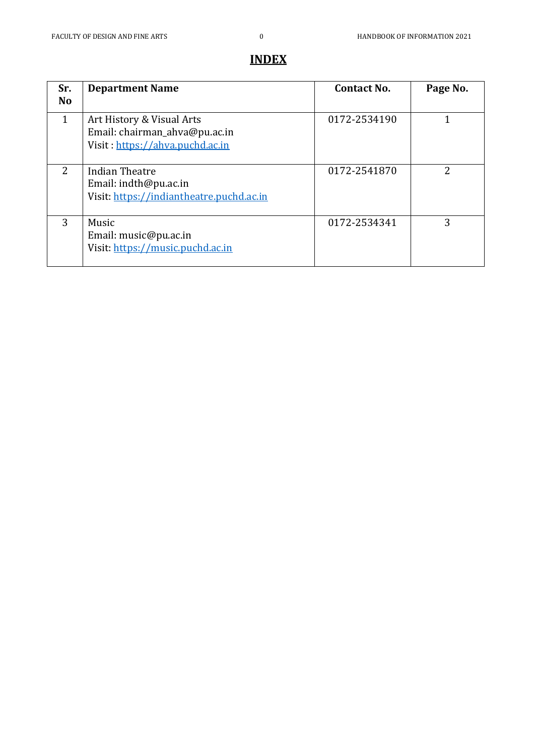# INDEX

| Sr. No | Department Name | Contact No. | Page No. |
|---|---|---|---|
| 1 | Art History & Visual Arts<br>Email: chairman_ahva@pu.ac.in<br>Visit : https://ahva.puchd.ac.in | 0172-2534190 | 1 |
| 2 | Indian Theatre<br>Email: indth@pu.ac.in<br>Visit: https://indiantheatre.puchd.ac.in | 0172-2541870 | 2 |
| 3 | Music<br>Email: music@pu.ac.in<br>Visit: https://music.puchd.ac.in | 0172-2534341 | 3 |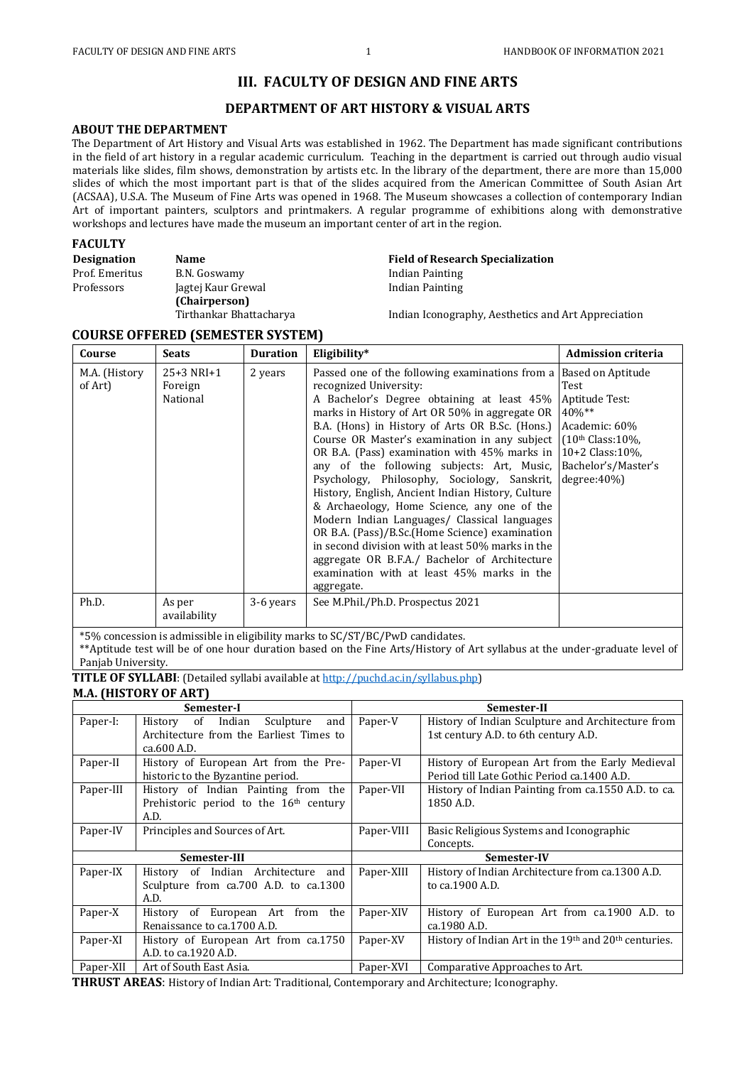# III. FACULTY OF DESIGN AND FINE ARTS

## DEPARTMENT OF ART HISTORY & VISUAL ARTS

### ABOUT THE DEPARTMENT

The Department of Art History and Visual Arts was established in 1962. The Department has made significant contributions in the field of art history in a regular academic curriculum. Teaching in the department is carried out through audio visual materials like slides, film shows, demonstration by artists etc. In the library of the department, there are more than 15,000 slides of which the most important part is that of the slides acquired from the American Committee of South Asian Art (ACSAA), U.S.A. The Museum of Fine Arts was opened in 1968. The Museum showcases a collection of contemporary Indian Art of important painters, sculptors and printmakers. A regular programme of exhibitions along with demonstrative workshops and lectures have made the museum an important center of art in the region.

### FACULTY

| Designation | Name | Field of Research Specialization |
|---|---|---|
| Prof. Emeritus | B.N. Goswamy | Indian Painting |
| Professors | Jagtej Kaur Grewal **(Chairperson)** | Indian Painting |
| | Tirthankar Bhattacharya | Indian Iconography, Aesthetics and Art Appreciation |

### COURSE OFFERED (SEMESTER SYSTEM)

| Course | Seats | Duration | Eligibility* | Admission criteria |
|---|---|---|---|---|
| M.A. (History of Art) | 25+3 NRI+1 Foreign National | 2 years | Passed one of the following examinations from a recognized University: A Bachelor's Degree obtaining at least 45% marks in History of Art OR 50% in aggregate OR B.A. (Hons) in History of Arts OR B.Sc. (Hons.) Course OR Master's examination in any subject OR B.A. (Pass) examination with 45% marks in any of the following subjects: Art, Music, Psychology, Philosophy, Sociology, Sanskrit, History, English, Ancient Indian History, Culture & Archaeology, Home Science, any one of the Modern Indian Languages/ Classical languages OR B.A. (Pass)/B.Sc.(Home Science) examination in second division with at least 50% marks in the aggregate OR B.F.A./ Bachelor of Architecture examination with at least 45% marks in the aggregate. | Based on Aptitude Test<br>Aptitude Test: 40%**<br>Academic: 60%<br>(10th Class:10%, 10+2 Class:10%, Bachelor's/Master's degree:40%) |
| Ph.D. | As per availability | 3-6 years | See M.Phil./Ph.D. Prospectus 2021 | |

*5% concession is admissible in eligibility marks to SC/ST/BC/PwD candidates.

**Aptitude test will be of one hour duration based on the Fine Arts/History of Art syllabus at the under-graduate level of Panjab University.

**TITLE OF SYLLABI**: (Detailed syllabi available at http://puchd.ac.in/syllabus.php)

### M.A. (HISTORY OF ART)

| Semester-I | | Semester-II | |
|---|---|---|---|
| Paper-I: | History of Indian Sculpture and Architecture from the Earliest Times to ca.600 A.D. | Paper-V | History of Indian Sculpture and Architecture from 1st century A.D. to 6th century A.D. |
| Paper-II | History of European Art from the Pre-historic to the Byzantine period. | Paper-VI | History of European Art from the Early Medieval Period till Late Gothic Period ca.1400 A.D. |
| Paper-III | History of Indian Painting from the Prehistoric period to the 16th century A.D. | Paper-VII | History of Indian Painting from ca.1550 A.D. to ca. 1850 A.D. |
| Paper-IV | Principles and Sources of Art. | Paper-VIII | Basic Religious Systems and Iconographic Concepts. |
| **Semester-III** | | **Semester-IV** | |
| Paper-IX | History of Indian Architecture and Sculpture from ca.700 A.D. to ca.1300 A.D. | Paper-XIII | History of Indian Architecture from ca.1300 A.D. to ca.1900 A.D. |
| Paper-X | History of European Art from the Renaissance to ca.1700 A.D. | Paper-XIV | History of European Art from ca.1900 A.D. to ca.1980 A.D. |
| Paper-XI | History of European Art from ca.1750 A.D. to ca.1920 A.D. | Paper-XV | History of Indian Art in the 19th and 20th centuries. |
| Paper-XII | Art of South East Asia. | Paper-XVI | Comparative Approaches to Art. |

**THRUST AREAS**: History of Indian Art: Traditional, Contemporary and Architecture; Iconography.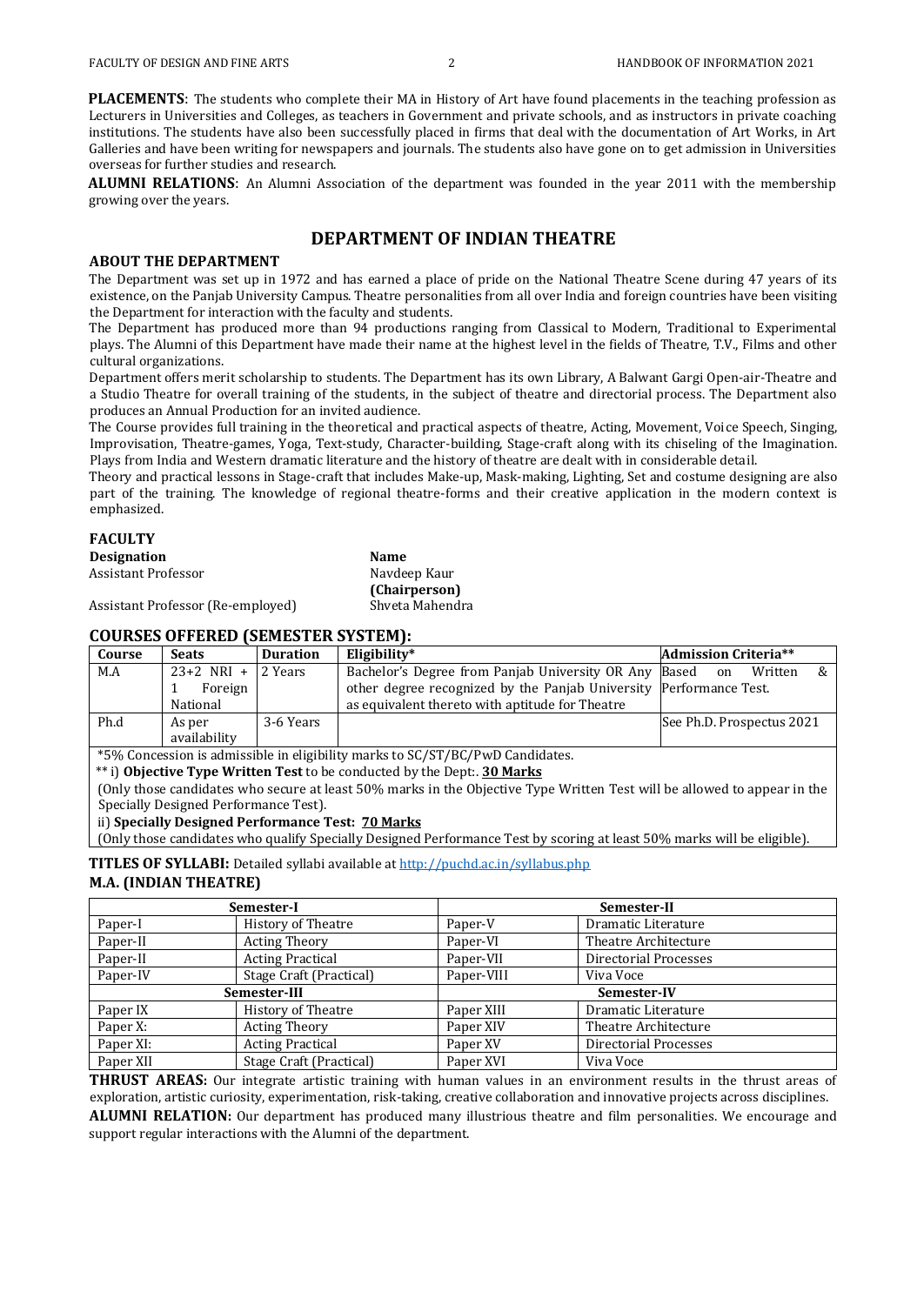**PLACEMENTS**: The students who complete their MA in History of Art have found placements in the teaching profession as Lecturers in Universities and Colleges, as teachers in Government and private schools, and as instructors in private coaching institutions. The students have also been successfully placed in firms that deal with the documentation of Art Works, in Art Galleries and have been writing for newspapers and journals. The students also have gone on to get admission in Universities overseas for further studies and research.

**ALUMNI RELATIONS**: An Alumni Association of the department was founded in the year 2011 with the membership growing over the years.

## DEPARTMENT OF INDIAN THEATRE

### ABOUT THE DEPARTMENT

The Department was set up in 1972 and has earned a place of pride on the National Theatre Scene during 47 years of its existence, on the Panjab University Campus. Theatre personalities from all over India and foreign countries have been visiting the Department for interaction with the faculty and students.

The Department has produced more than 94 productions ranging from Classical to Modern, Traditional to Experimental plays. The Alumni of this Department have made their name at the highest level in the fields of Theatre, T.V., Films and other cultural organizations.

Department offers merit scholarship to students. The Department has its own Library, A Balwant Gargi Open-air-Theatre and a Studio Theatre for overall training of the students, in the subject of theatre and directorial process. The Department also produces an Annual Production for an invited audience.

The Course provides full training in the theoretical and practical aspects of theatre, Acting, Movement, Voice Speech, Singing, Improvisation, Theatre-games, Yoga, Text-study, Character-building, Stage-craft along with its chiseling of the Imagination. Plays from India and Western dramatic literature and the history of theatre are dealt with in considerable detail.

Theory and practical lessons in Stage-craft that includes Make-up, Mask-making, Lighting, Set and costume designing are also part of the training. The knowledge of regional theatre-forms and their creative application in the modern context is emphasized.

### FACULTY

| Designation | Name |
|---|---|
| Assistant Professor | Navdeep Kaur **(Chairperson)** |
| Assistant Professor (Re-employed) | Shveta Mahendra |

### COURSES OFFERED (SEMESTER SYSTEM):

| Course | Seats | Duration | Eligibility* | Admission Criteria** |
|---|---|---|---|---|
| M.A | 23+2 NRI + 1 Foreign National | 2 Years | Bachelor's Degree from Panjab University OR Any other degree recognized by the Panjab University as equivalent thereto with aptitude for Theatre | Based on Written & Performance Test. |
| Ph.d | As per availability | 3-6 Years | | See Ph.D. Prospectus 2021 |

*5% Concession is admissible in eligibility marks to SC/ST/BC/PwD Candidates.

** i) **Objective Type Written Test** to be conducted by the Dept:. **30 Marks**

(Only those candidates who secure at least 50% marks in the Objective Type Written Test will be allowed to appear in the Specially Designed Performance Test).

ii) **Specially Designed Performance Test: 70 Marks**

(Only those candidates who qualify Specially Designed Performance Test by scoring at least 50% marks will be eligible).

**TITLES OF SYLLABI:** Detailed syllabi available at http://puchd.ac.in/syllabus.php

### M.A. (INDIAN THEATRE)

| Semester-I | | Semester-II | |
|---|---|---|---|
| Paper-I | History of Theatre | Paper-V | Dramatic Literature |
| Paper-II | Acting Theory | Paper-VI | Theatre Architecture |
| Paper-II | Acting Practical | Paper-VII | Directorial Processes |
| Paper-IV | Stage Craft (Practical) | Paper-VIII | Viva Voce |
| **Semester-III** | | **Semester-IV** | |
| Paper IX | History of Theatre | Paper XIII | Dramatic Literature |
| Paper X: | Acting Theory | Paper XIV | Theatre Architecture |
| Paper XI: | Acting Practical | Paper XV | Directorial Processes |
| Paper XII | Stage Craft (Practical) | Paper XVI | Viva Voce |

**THRUST AREAS:** Our integrate artistic training with human values in an environment results in the thrust areas of exploration, artistic curiosity, experimentation, risk-taking, creative collaboration and innovative projects across disciplines.

**ALUMNI RELATION:** Our department has produced many illustrious theatre and film personalities. We encourage and support regular interactions with the Alumni of the department.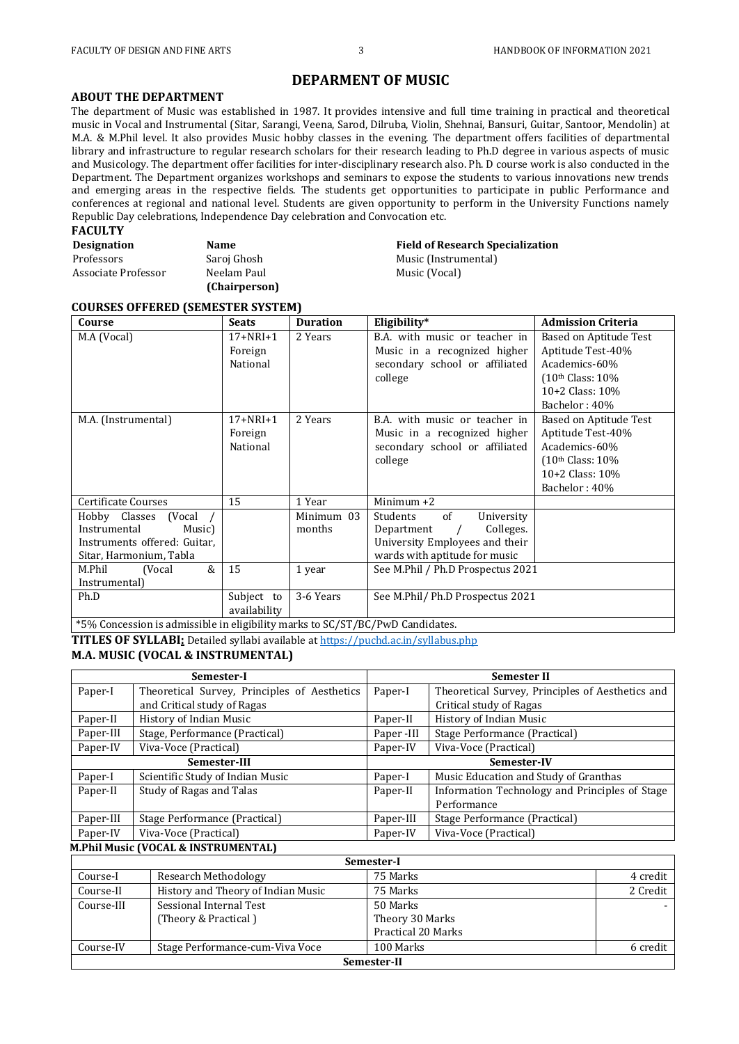# DEPARMENT OF MUSIC

### ABOUT THE DEPARTMENT

The department of Music was established in 1987. It provides intensive and full time training in practical and theoretical music in Vocal and Instrumental (Sitar, Sarangi, Veena, Sarod, Dilruba, Violin, Shehnai, Bansuri, Guitar, Santoor, Mendolin) at M.A. & M.Phil level. It also provides Music hobby classes in the evening. The department offers facilities of departmental library and infrastructure to regular research scholars for their research leading to Ph.D degree in various aspects of music and Musicology. The department offer facilities for inter-disciplinary research also. Ph. D course work is also conducted in the Department. The Department organizes workshops and seminars to expose the students to various innovations new trends and emerging areas in the respective fields. The students get opportunities to participate in public Performance and conferences at regional and national level. Students are given opportunity to perform in the University Functions namely Republic Day celebrations, Independence Day celebration and Convocation etc.

### FACULTY

| Designation | Name | Field of Research Specialization |
|---|---|---|
| Professors | Saroj Ghosh | Music (Instrumental) |
| Associate Professor | Neelam Paul **(Chairperson)** | Music (Vocal) |

### COURSES OFFERED (SEMESTER SYSTEM)

| Course | Seats | Duration | Eligibility* | Admission Criteria |
|---|---|---|---|---|
| M.A (Vocal) | 17+NRI+1 Foreign National | 2 Years | B.A. with music or teacher in Music in a recognized higher secondary school or affiliated college | Based on Aptitude Test<br>Aptitude Test-40%<br>Academics-60%<br>(10th Class: 10%<br>10+2 Class: 10%<br>Bachelor : 40% |
| M.A. (Instrumental) | 17+NRI+1 Foreign National | 2 Years | B.A. with music or teacher in Music in a recognized higher secondary school or affiliated college | Based on Aptitude Test<br>Aptitude Test-40%<br>Academics-60%<br>(10th Class: 10%<br>10+2 Class: 10%<br>Bachelor : 40% |
| Certificate Courses | 15 | 1 Year | Minimum +2 | |
| Hobby Classes (Vocal / Instrumental Music) Instruments offered: Guitar, Sitar, Harmonium, Tabla | | Minimum 03 months | Students of University Department / Colleges. University Employees and their wards with aptitude for music | |
| M.Phil (Vocal & Instrumental) | 15 | 1 year | See M.Phil / Ph.D Prospectus 2021 | |
| Ph.D | Subject to availability | 3-6 Years | See M.Phil/ Ph.D Prospectus 2021 | |

*5% Concession is admissible in eligibility marks to SC/ST/BC/PwD Candidates.

**TITLES OF SYLLABI:** Detailed syllabi available at https://puchd.ac.in/syllabus.php

### M.A. MUSIC (VOCAL & INSTRUMENTAL)

| Semester-I | | Semester II | |
|---|---|---|---|
| Paper-I | Theoretical Survey, Principles of Aesthetics and Critical study of Ragas | Paper-I | Theoretical Survey, Principles of Aesthetics and Critical study of Ragas |
| Paper-II | History of Indian Music | Paper-II | History of Indian Music |
| Paper-III | Stage, Performance (Practical) | Paper -III | Stage Performance (Practical) |
| Paper-IV | Viva-Voce (Practical) | Paper-IV | Viva-Voce (Practical) |
| **Semester-III** | | **Semester-IV** | |
| Paper-I | Scientific Study of Indian Music | Paper-I | Music Education and Study of Granthas |
| Paper-II | Study of Ragas and Talas | Paper-II | Information Technology and Principles of Stage Performance |
| Paper-III | Stage Performance (Practical) | Paper-III | Stage Performance (Practical) |
| Paper-IV | Viva-Voce (Practical) | Paper-IV | Viva-Voce (Practical) |

### M.Phil Music (VOCAL & INSTRUMENTAL)

| Semester-I | | | |
|---|---|---|---|
| Course-I | Research Methodology | 75 Marks | 4 credit |
| Course-II | History and Theory of Indian Music | 75 Marks | 2 Credit |
| Course-III | Sessional Internal Test (Theory & Practical ) | 50 Marks<br>Theory 30 Marks<br>Practical 20 Marks | - |
| Course-IV | Stage Performance-cum-Viva Voce | 100 Marks | 6 credit |
| **Semester-II** | | | |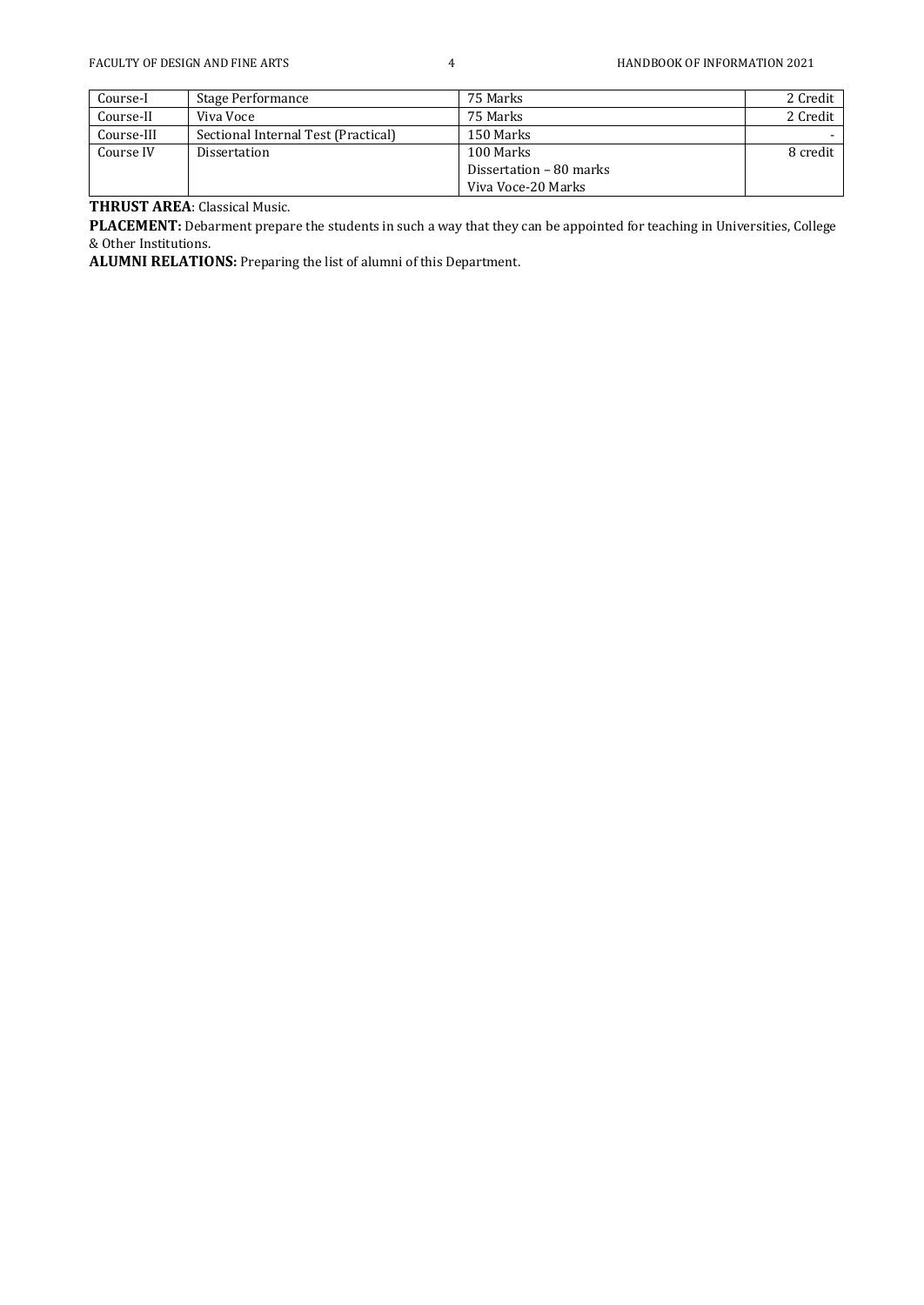| | | | |
|---|---|---|---|
| Course-I | Stage Performance | 75 Marks | 2 Credit |
| Course-II | Viva Voce | 75 Marks | 2 Credit |
| Course-III | Sectional Internal Test (Practical) | 150 Marks | - |
| Course IV | Dissertation | 100 Marks<br>Dissertation – 80 marks<br>Viva Voce-20 Marks | 8 credit |

**THRUST AREA**: Classical Music.

**PLACEMENT:** Debarment prepare the students in such a way that they can be appointed for teaching in Universities, College & Other Institutions.

**ALUMNI RELATIONS:** Preparing the list of alumni of this Department.